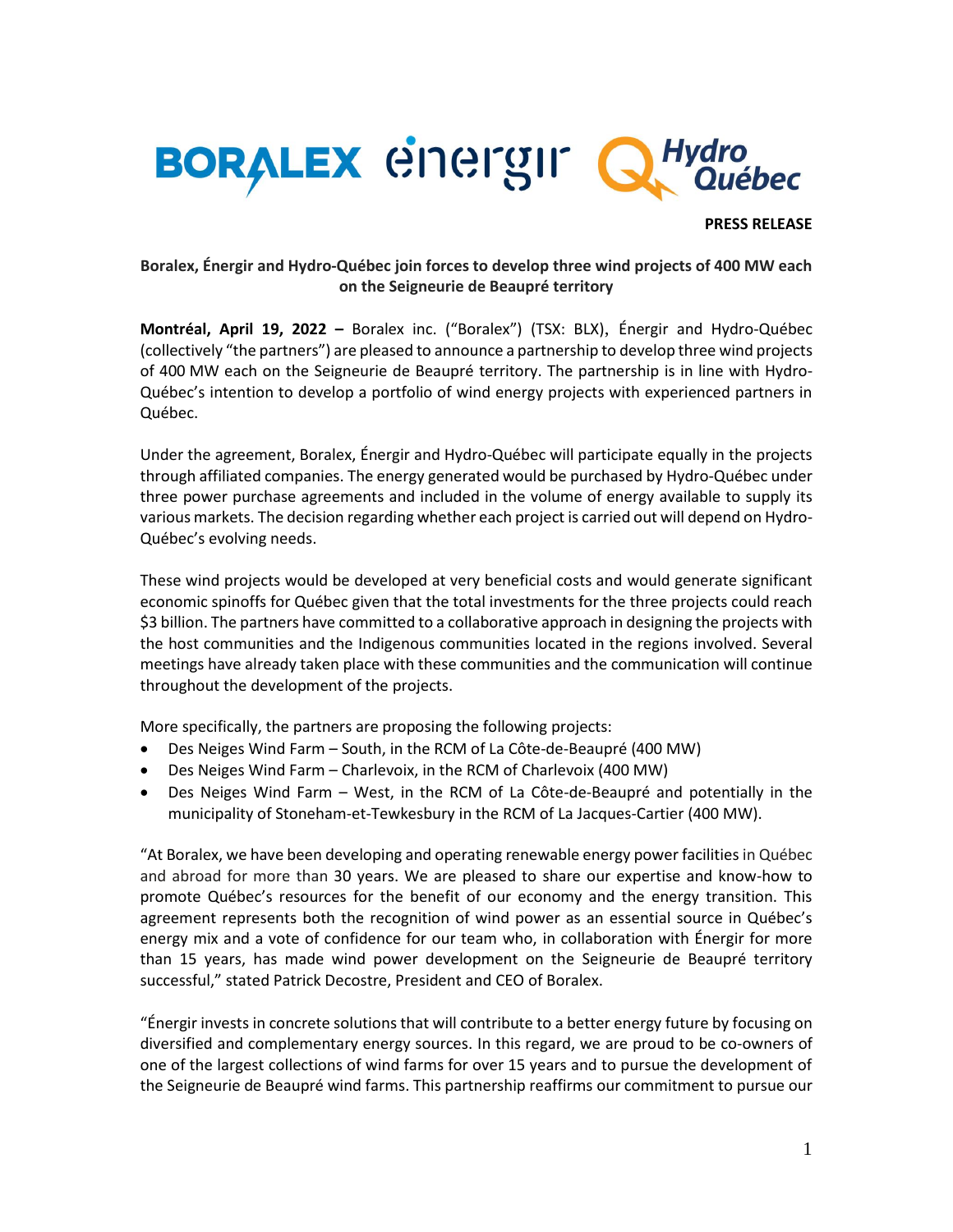**PRESS RELEASE**

**Boralex, Énergir and Hydro-Québec join forces to develop three wind projects of 400 MW each on the Seigneurie de Beaupré territory**

**Montréal, April 19, 2022 –** Boralex inc. ("Boralex") (TSX: BLX), Énergir and Hydro-Québec (collectively "the partners") are pleased to announce a partnership to develop three wind projects of 400 MW each on the Seigneurie de Beaupré territory. The partnership is in line with Hydro-Québec's intention to develop a portfolio of wind energy projects with experienced partners in Québec.

Under the agreement, Boralex, Énergir and Hydro-Québec will participate equally in the projects through affiliated companies. The energy generated would be purchased by Hydro-Québec under three power purchase agreements and included in the volume of energy available to supply its various markets. The decision regarding whether each project is carried out will depend on Hydro-Québec's evolving needs.

These wind projects would be developed at very beneficial costs and would generate significant economic spinoffs for Québec given that the total investments for the three projects could reach $3 billion. The partners have committed to a collaborative approach in designing the projects with the host communities and the Indigenous communities located in the regions involved. Several meetings have already taken place with these communities and the communication will continue throughout the development of the projects.

More specifically, the partners are proposing the following projects:

- Des Neiges Wind Farm – South, in the RCM of La Côte-de-Beaupré (400 MW)
- Des Neiges Wind Farm – Charlevoix, in the RCM of Charlevoix (400 MW)
- Des Neiges Wind Farm – West, in the RCM of La Côte-de-Beaupré and potentially in the municipality of Stoneham-et-Tewkesbury in the RCM of La Jacques-Cartier (400 MW).

"At Boralex, we have been developing and operating renewable energy power facilities in Québec and abroad for more than 30 years. We are pleased to share our expertise and know-how to promote Québec's resources for the benefit of our economy and the energy transition. This agreement represents both the recognition of wind power as an essential source in Québec's energy mix and a vote of confidence for our team who, in collaboration with Énergir for more than 15 years, has made wind power development on the Seigneurie de Beaupré territory successful," stated Patrick Decostre, President and CEO of Boralex.

"Énergir invests in concrete solutions that will contribute to a better energy future by focusing on diversified and complementary energy sources. In this regard, we are proud to be co-owners of one of the largest collections of wind farms for over 15 years and to pursue the development of the Seigneurie de Beaupré wind farms. This partnership reaffirms our commitment to pursue our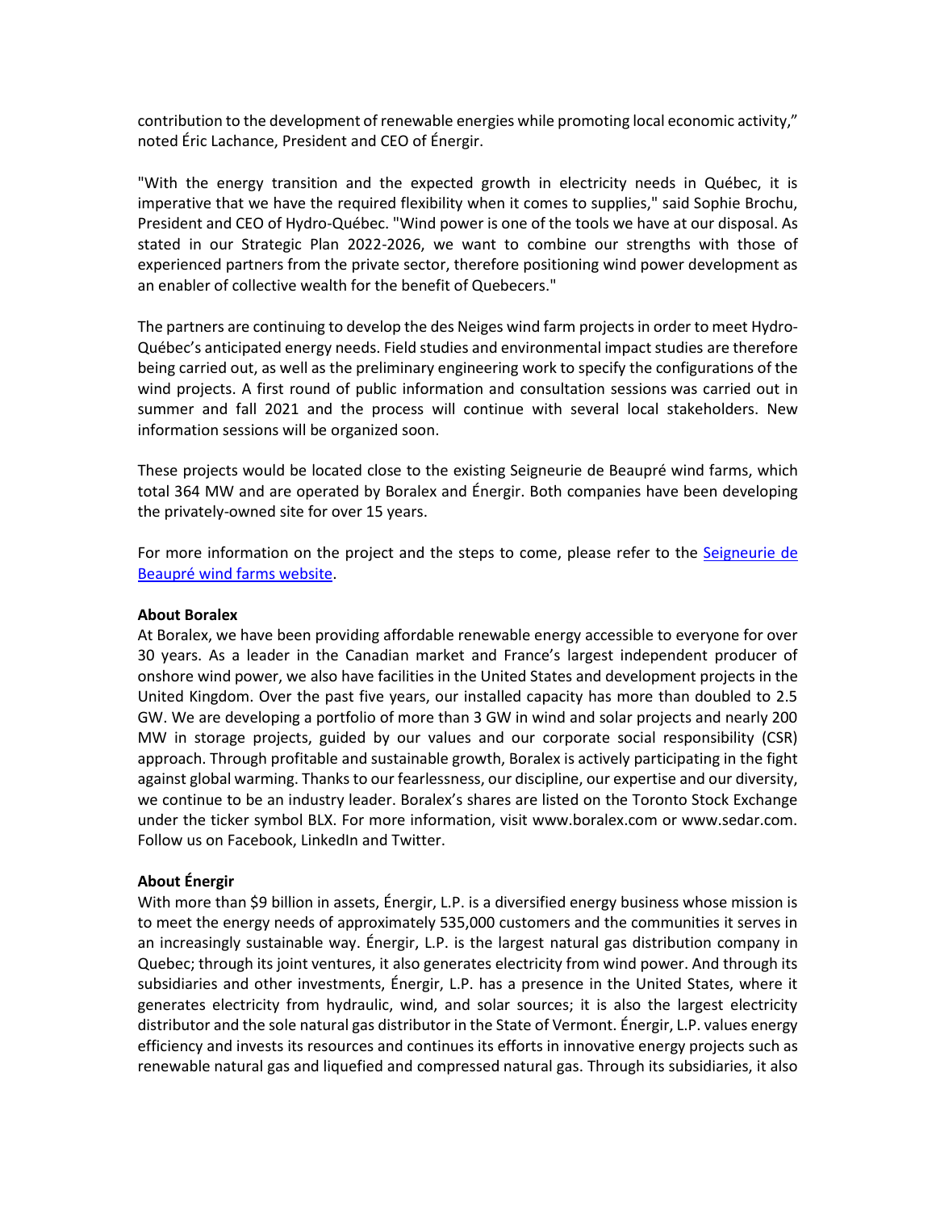contribution to the development of renewable energies while promoting local economic activity," noted Éric Lachance, President and CEO of Énergir.

"With the energy transition and the expected growth in electricity needs in Québec, it is imperative that we have the required flexibility when it comes to supplies," said Sophie Brochu, President and CEO of Hydro-Québec. "Wind power is one of the tools we have at our disposal. As stated in our Strategic Plan 2022-2026, we want to combine our strengths with those of experienced partners from the private sector, therefore positioning wind power development as an enabler of collective wealth for the benefit of Quebecers."

The partners are continuing to develop the des Neiges wind farm projects in order to meet Hydro-Québec's anticipated energy needs. Field studies and environmental impact studies are therefore being carried out, as well as the preliminary engineering work to specify the configurations of the wind projects. A first round of public information and consultation sessions was carried out in summer and fall 2021 and the process will continue with several local stakeholders. New information sessions will be organized soon.

These projects would be located close to the existing Seigneurie de Beaupré wind farms, which total 364 MW and are operated by Boralex and Énergir. Both companies have been developing the privately-owned site for over 15 years.

For more information on the project and the steps to come, please refer to the [Seigneurie de Beaupré wind farms website](Seigneurie de Beaupré wind farms website).

**About Boralex**
At Boralex, we have been providing affordable renewable energy accessible to everyone for over 30 years. As a leader in the Canadian market and France's largest independent producer of onshore wind power, we also have facilities in the United States and development projects in the United Kingdom. Over the past five years, our installed capacity has more than doubled to 2.5 GW. We are developing a portfolio of more than 3 GW in wind and solar projects and nearly 200 MW in storage projects, guided by our values and our corporate social responsibility (CSR) approach. Through profitable and sustainable growth, Boralex is actively participating in the fight against global warming. Thanks to our fearlessness, our discipline, our expertise and our diversity, we continue to be an industry leader. Boralex's shares are listed on the Toronto Stock Exchange under the ticker symbol BLX. For more information, visit www.boralex.com or www.sedar.com. Follow us on Facebook, LinkedIn and Twitter.

**About Énergir**
With more than $9 billion in assets, Énergir, L.P. is a diversified energy business whose mission is to meet the energy needs of approximately 535,000 customers and the communities it serves in an increasingly sustainable way. Énergir, L.P. is the largest natural gas distribution company in Quebec; through its joint ventures, it also generates electricity from wind power. And through its subsidiaries and other investments, Énergir, L.P. has a presence in the United States, where it generates electricity from hydraulic, wind, and solar sources; it is also the largest electricity distributor and the sole natural gas distributor in the State of Vermont. Énergir, L.P. values energy efficiency and invests its resources and continues its efforts in innovative energy projects such as renewable natural gas and liquefied and compressed natural gas. Through its subsidiaries, it also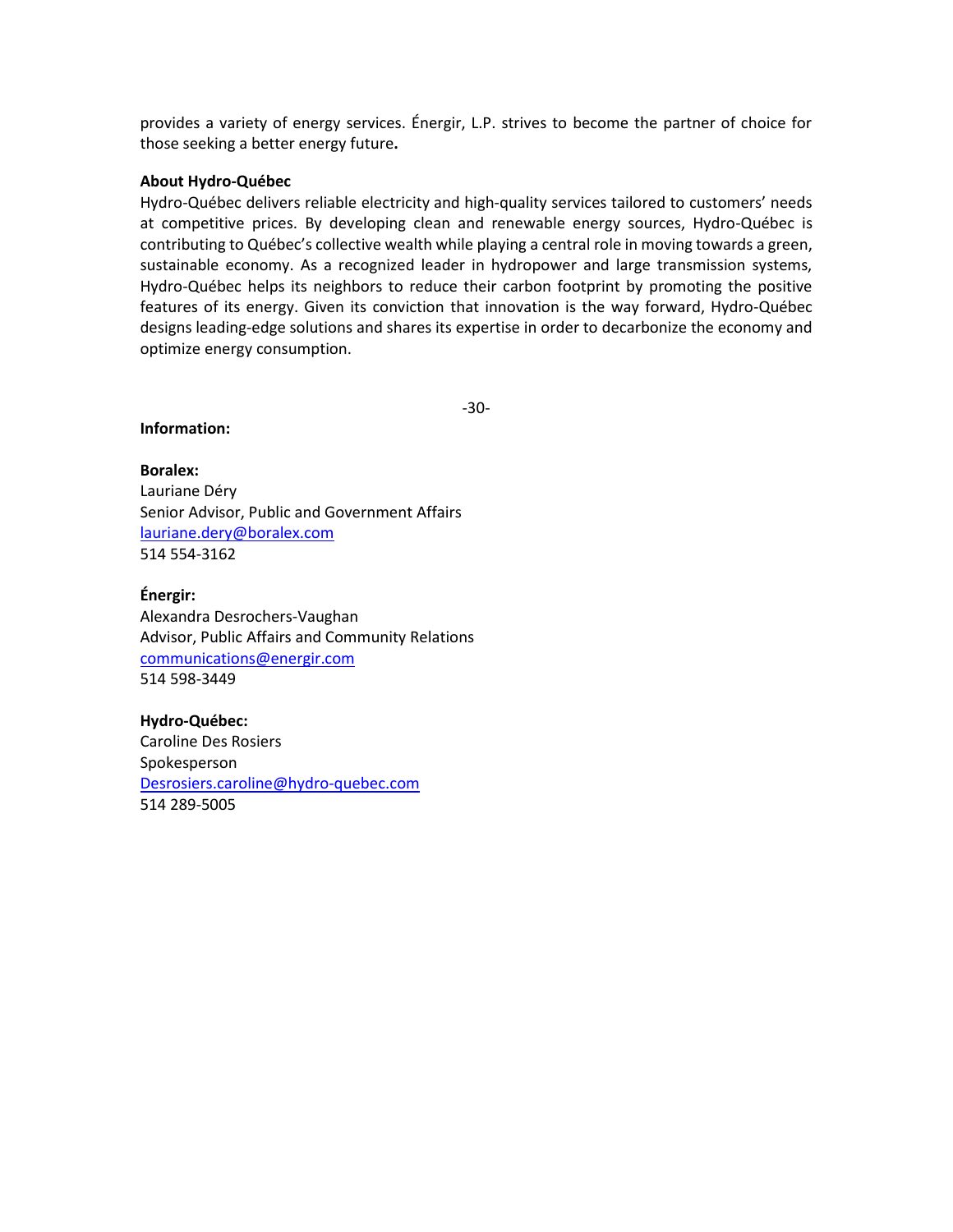provides a variety of energy services. Énergir, L.P. strives to become the partner of choice for those seeking a better energy future**.**

**About Hydro-Québec**

Hydro-Québec delivers reliable electricity and high-quality services tailored to customers' needs at competitive prices. By developing clean and renewable energy sources, Hydro-Québec is contributing to Québec's collective wealth while playing a central role in moving towards a green, sustainable economy. As a recognized leader in hydropower and large transmission systems, Hydro-Québec helps its neighbors to reduce their carbon footprint by promoting the positive features of its energy. Given its conviction that innovation is the way forward, Hydro-Québec designs leading-edge solutions and shares its expertise in order to decarbonize the economy and optimize energy consumption.

-30-

**Information:**

**Boralex:**
Lauriane Déry
Senior Advisor, Public and Government Affairs
lauriane.dery@boralex.com
514 554-3162

**Énergir:**
Alexandra Desrochers-Vaughan
Advisor, Public Affairs and Community Relations
communications@energir.com
514 598-3449

**Hydro-Québec:**
Caroline Des Rosiers
Spokesperson
Desrosiers.caroline@hydro-quebec.com
514 289-5005